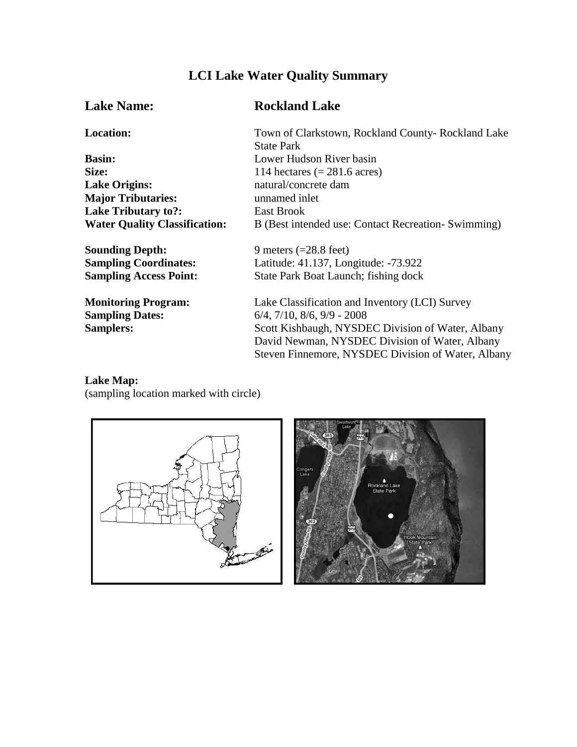# LCI Lake Water Quality Summary

| | |
|---|---|
| **Lake Name:** | **Rockland Lake** |
| **Location:** | Town of Clarkstown, Rockland County- Rockland Lake State Park |
| **Basin:** | Lower Hudson River basin |
| **Size:** | 114 hectares (= 281.6 acres) |
| **Lake Origins:** | natural/concrete dam |
| **Major Tributaries:** | unnamed inlet |
| **Lake Tributary to?:** | East Brook |
| **Water Quality Classification:** | B (Best intended use: Contact Recreation- Swimming) |
| **Sounding Depth:** | 9 meters (=28.8 feet) |
| **Sampling Coordinates:** | Latitude: 41.137, Longitude: -73.922 |
| **Sampling Access Point:** | State Park Boat Launch; fishing dock |
| **Monitoring Program:** | Lake Classification and Inventory (LCI) Survey |
| **Sampling Dates:** | 6/4, 7/10, 8/6, 9/9 - 2008 |
| **Samplers:** | Scott Kishbaugh, NYSDEC Division of Water, Albany<br>David Newman, NYSDEC Division of Water, Albany<br>Steven Finnemore, NYSDEC Division of Water, Albany |

**Lake Map:**
(sampling location marked with circle)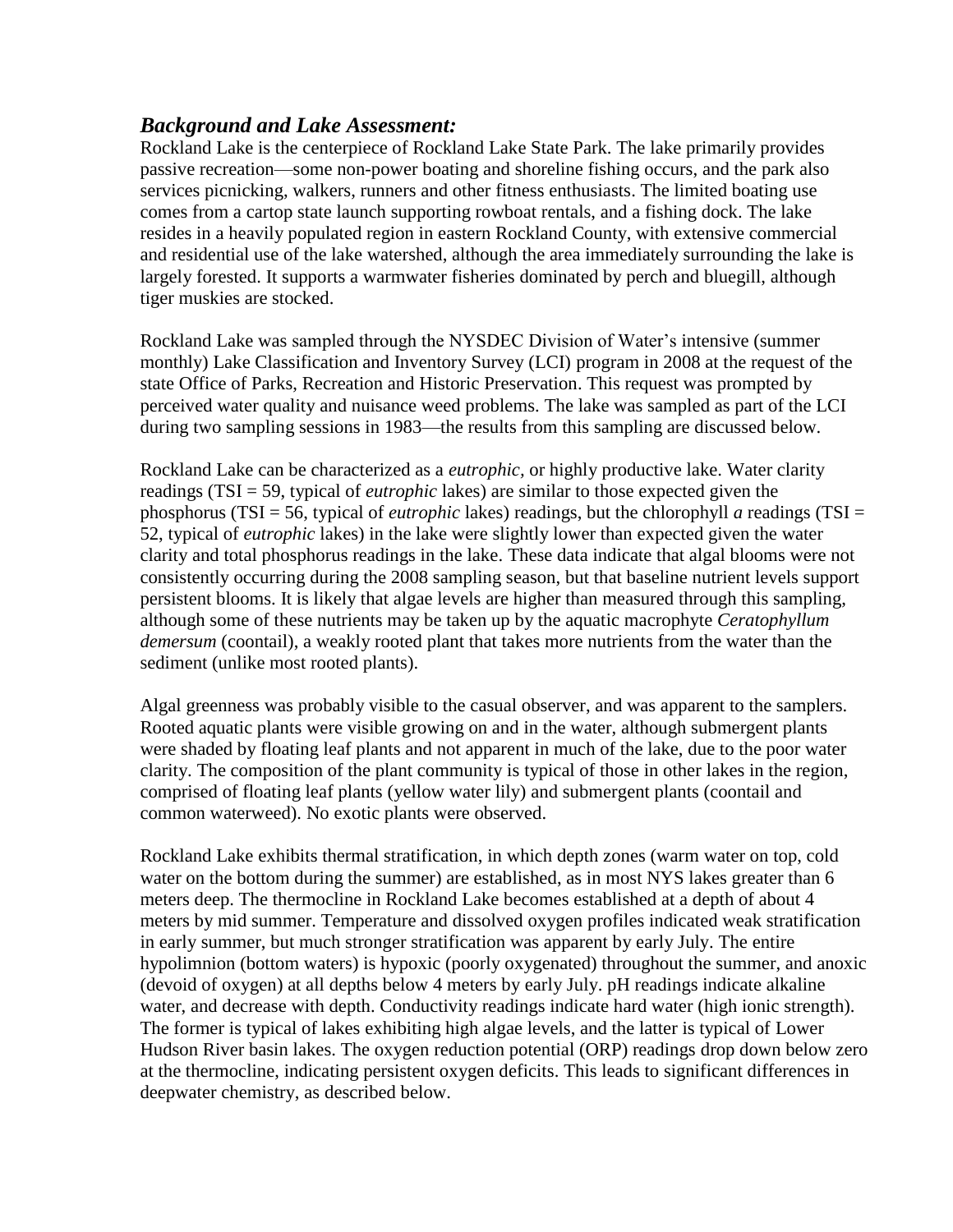## *Background and Lake Assessment:*

Rockland Lake is the centerpiece of Rockland Lake State Park. The lake primarily provides passive recreation—some non-power boating and shoreline fishing occurs, and the park also services picnicking, walkers, runners and other fitness enthusiasts. The limited boating use comes from a cartop state launch supporting rowboat rentals, and a fishing dock. The lake resides in a heavily populated region in eastern Rockland County, with extensive commercial and residential use of the lake watershed, although the area immediately surrounding the lake is largely forested. It supports a warmwater fisheries dominated by perch and bluegill, although tiger muskies are stocked.

Rockland Lake was sampled through the NYSDEC Division of Water's intensive (summer monthly) Lake Classification and Inventory Survey (LCI) program in 2008 at the request of the state Office of Parks, Recreation and Historic Preservation. This request was prompted by perceived water quality and nuisance weed problems. The lake was sampled as part of the LCI during two sampling sessions in 1983—the results from this sampling are discussed below.

Rockland Lake can be characterized as a *eutrophic*, or highly productive lake. Water clarity readings (TSI = 59, typical of *eutrophic* lakes) are similar to those expected given the phosphorus (TSI = 56, typical of *eutrophic* lakes) readings, but the chlorophyll *a* readings (TSI = 52, typical of *eutrophic* lakes) in the lake were slightly lower than expected given the water clarity and total phosphorus readings in the lake. These data indicate that algal blooms were not consistently occurring during the 2008 sampling season, but that baseline nutrient levels support persistent blooms. It is likely that algae levels are higher than measured through this sampling, although some of these nutrients may be taken up by the aquatic macrophyte *Ceratophyllum demersum* (coontail), a weakly rooted plant that takes more nutrients from the water than the sediment (unlike most rooted plants).

Algal greenness was probably visible to the casual observer, and was apparent to the samplers. Rooted aquatic plants were visible growing on and in the water, although submergent plants were shaded by floating leaf plants and not apparent in much of the lake, due to the poor water clarity. The composition of the plant community is typical of those in other lakes in the region, comprised of floating leaf plants (yellow water lily) and submergent plants (coontail and common waterweed). No exotic plants were observed.

Rockland Lake exhibits thermal stratification, in which depth zones (warm water on top, cold water on the bottom during the summer) are established, as in most NYS lakes greater than 6 meters deep. The thermocline in Rockland Lake becomes established at a depth of about 4 meters by mid summer. Temperature and dissolved oxygen profiles indicated weak stratification in early summer, but much stronger stratification was apparent by early July. The entire hypolimnion (bottom waters) is hypoxic (poorly oxygenated) throughout the summer, and anoxic (devoid of oxygen) at all depths below 4 meters by early July. pH readings indicate alkaline water, and decrease with depth. Conductivity readings indicate hard water (high ionic strength). The former is typical of lakes exhibiting high algae levels, and the latter is typical of Lower Hudson River basin lakes. The oxygen reduction potential (ORP) readings drop down below zero at the thermocline, indicating persistent oxygen deficits. This leads to significant differences in deepwater chemistry, as described below.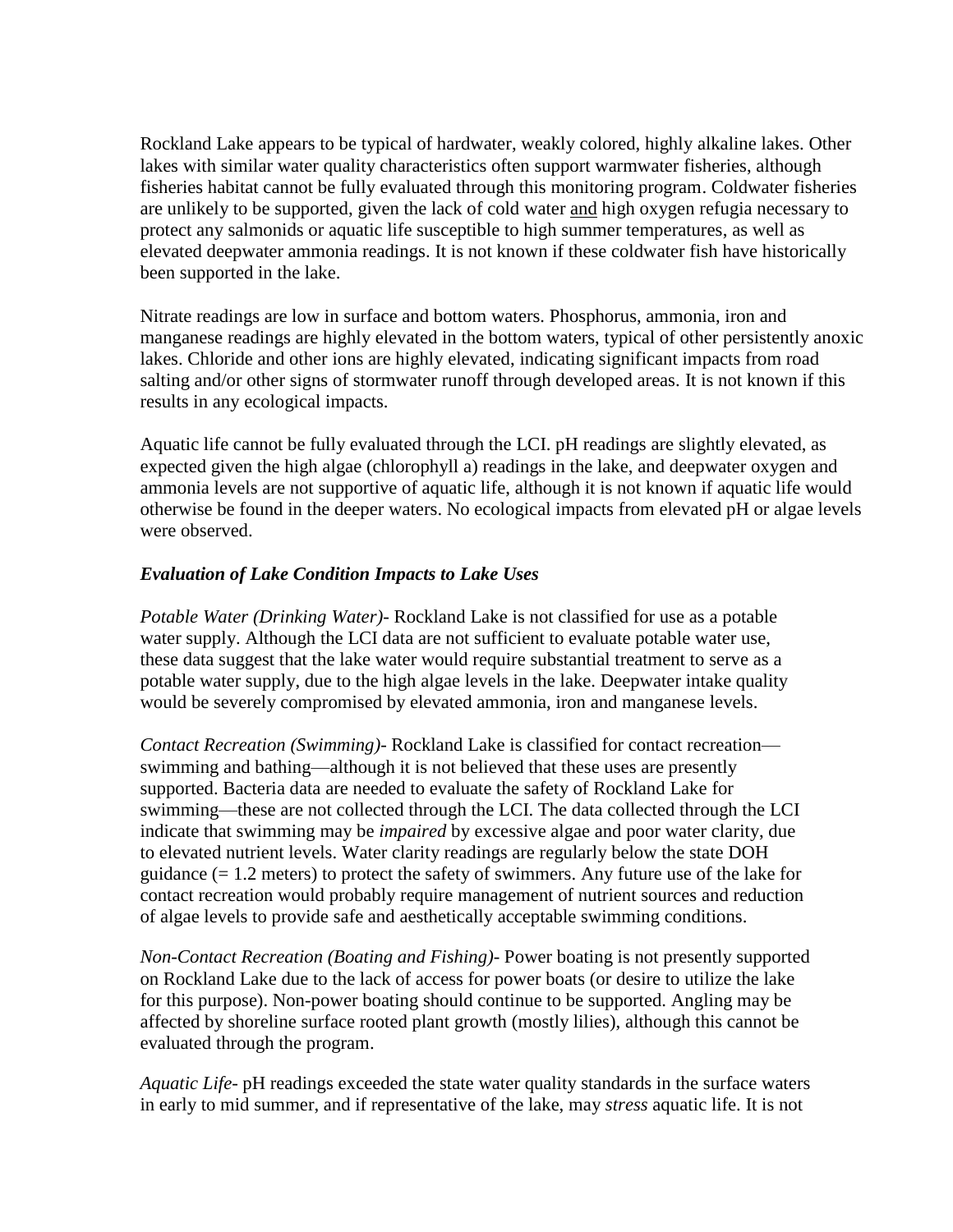Rockland Lake appears to be typical of hardwater, weakly colored, highly alkaline lakes. Other lakes with similar water quality characteristics often support warmwater fisheries, although fisheries habitat cannot be fully evaluated through this monitoring program. Coldwater fisheries are unlikely to be supported, given the lack of cold water <u>and</u> high oxygen refugia necessary to protect any salmonids or aquatic life susceptible to high summer temperatures, as well as elevated deepwater ammonia readings. It is not known if these coldwater fish have historically been supported in the lake.

Nitrate readings are low in surface and bottom waters. Phosphorus, ammonia, iron and manganese readings are highly elevated in the bottom waters, typical of other persistently anoxic lakes. Chloride and other ions are highly elevated, indicating significant impacts from road salting and/or other signs of stormwater runoff through developed areas. It is not known if this results in any ecological impacts.

Aquatic life cannot be fully evaluated through the LCI. pH readings are slightly elevated, as expected given the high algae (chlorophyll a) readings in the lake, and deepwater oxygen and ammonia levels are not supportive of aquatic life, although it is not known if aquatic life would otherwise be found in the deeper waters. No ecological impacts from elevated pH or algae levels were observed.

### *Evaluation of Lake Condition Impacts to Lake Uses*

*Potable Water (Drinking Water)*- Rockland Lake is not classified for use as a potable water supply. Although the LCI data are not sufficient to evaluate potable water use, these data suggest that the lake water would require substantial treatment to serve as a potable water supply, due to the high algae levels in the lake. Deepwater intake quality would be severely compromised by elevated ammonia, iron and manganese levels.

*Contact Recreation (Swimming)*- Rockland Lake is classified for contact recreation—swimming and bathing—although it is not believed that these uses are presently supported. Bacteria data are needed to evaluate the safety of Rockland Lake for swimming—these are not collected through the LCI. The data collected through the LCI indicate that swimming may be *impaired* by excessive algae and poor water clarity, due to elevated nutrient levels. Water clarity readings are regularly below the state DOH guidance (= 1.2 meters) to protect the safety of swimmers. Any future use of the lake for contact recreation would probably require management of nutrient sources and reduction of algae levels to provide safe and aesthetically acceptable swimming conditions.

*Non-Contact Recreation (Boating and Fishing)*- Power boating is not presently supported on Rockland Lake due to the lack of access for power boats (or desire to utilize the lake for this purpose). Non-power boating should continue to be supported. Angling may be affected by shoreline surface rooted plant growth (mostly lilies), although this cannot be evaluated through the program.

*Aquatic Life*- pH readings exceeded the state water quality standards in the surface waters in early to mid summer, and if representative of the lake, may *stress* aquatic life. It is not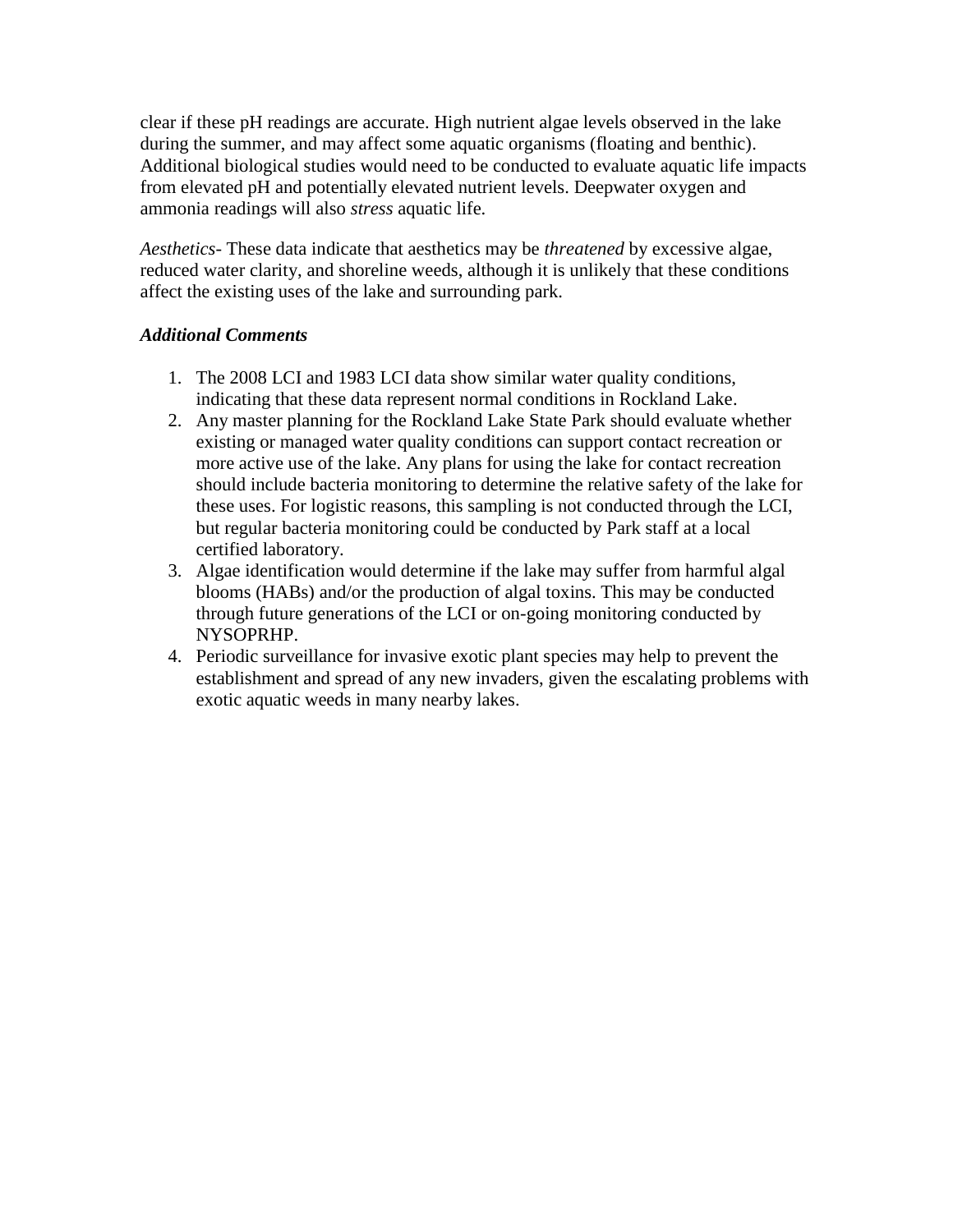clear if these pH readings are accurate. High nutrient algae levels observed in the lake during the summer, and may affect some aquatic organisms (floating and benthic). Additional biological studies would need to be conducted to evaluate aquatic life impacts from elevated pH and potentially elevated nutrient levels. Deepwater oxygen and ammonia readings will also *stress* aquatic life.

*Aesthetics*- These data indicate that aesthetics may be *threatened* by excessive algae, reduced water clarity, and shoreline weeds, although it is unlikely that these conditions affect the existing uses of the lake and surrounding park.

***Additional Comments***

1. The 2008 LCI and 1983 LCI data show similar water quality conditions, indicating that these data represent normal conditions in Rockland Lake.
2. Any master planning for the Rockland Lake State Park should evaluate whether existing or managed water quality conditions can support contact recreation or more active use of the lake. Any plans for using the lake for contact recreation should include bacteria monitoring to determine the relative safety of the lake for these uses. For logistic reasons, this sampling is not conducted through the LCI, but regular bacteria monitoring could be conducted by Park staff at a local certified laboratory.
3. Algae identification would determine if the lake may suffer from harmful algal blooms (HABs) and/or the production of algal toxins. This may be conducted through future generations of the LCI or on-going monitoring conducted by NYSOPRHP.
4. Periodic surveillance for invasive exotic plant species may help to prevent the establishment and spread of any new invaders, given the escalating problems with exotic aquatic weeds in many nearby lakes.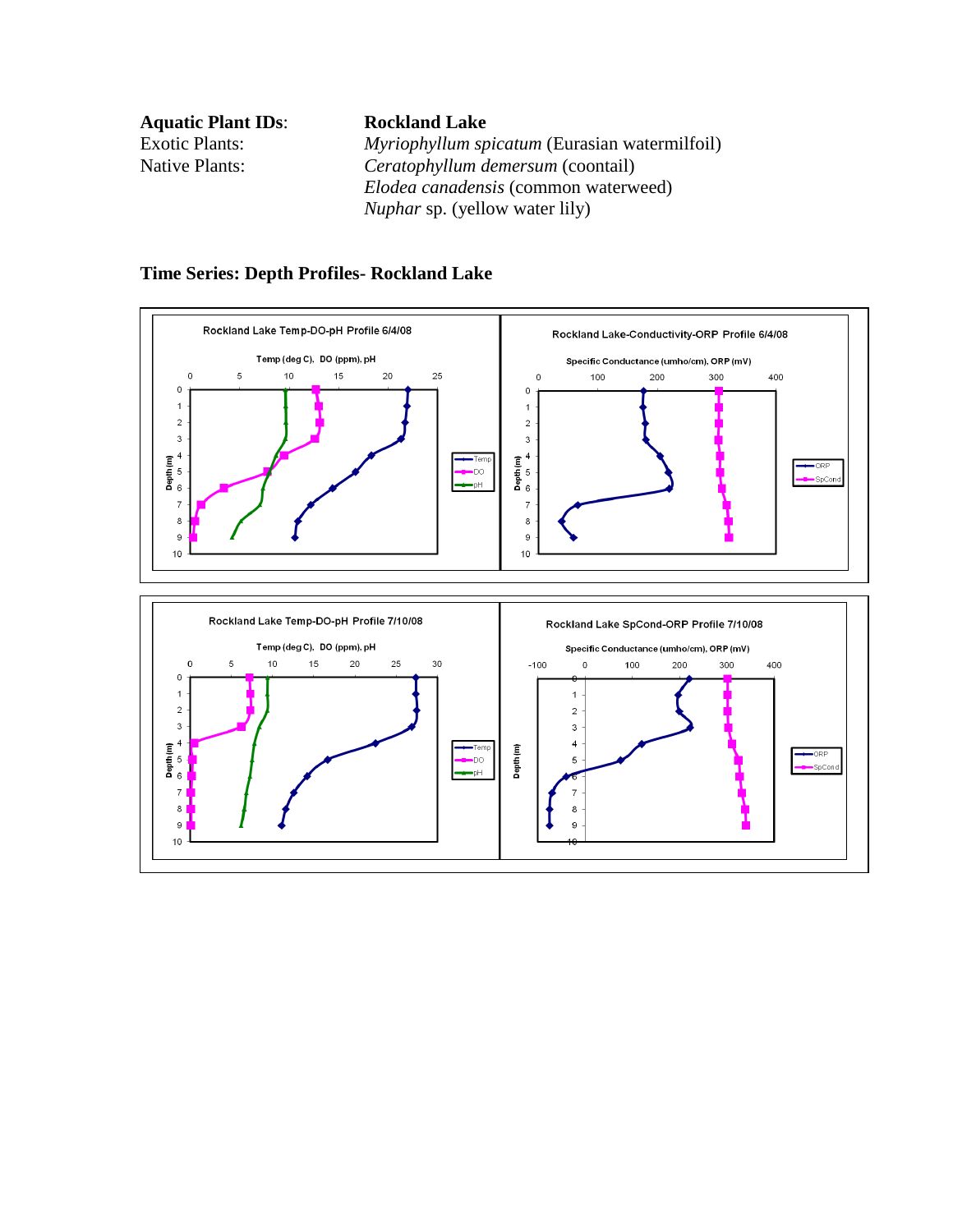**Aquatic Plant IDs**: **Rockland Lake**

Exotic Plants: *Myriophyllum spicatum* (Eurasian watermilfoil)

Native Plants: *Ceratophyllum demersum* (coontail)
*Elodea canadensis* (common waterweed)
*Nuphar* sp. (yellow water lily)

## Time Series: Depth Profiles- Rockland Lake

Rockland Lake Temp-DO-pH Profile 6/4/08

Rockland Lake-Conductivity-ORP Profile 6/4/08

Rockland Lake Temp-DO-pH Profile 7/10/08

Rockland Lake SpCond-ORP Profile 7/10/08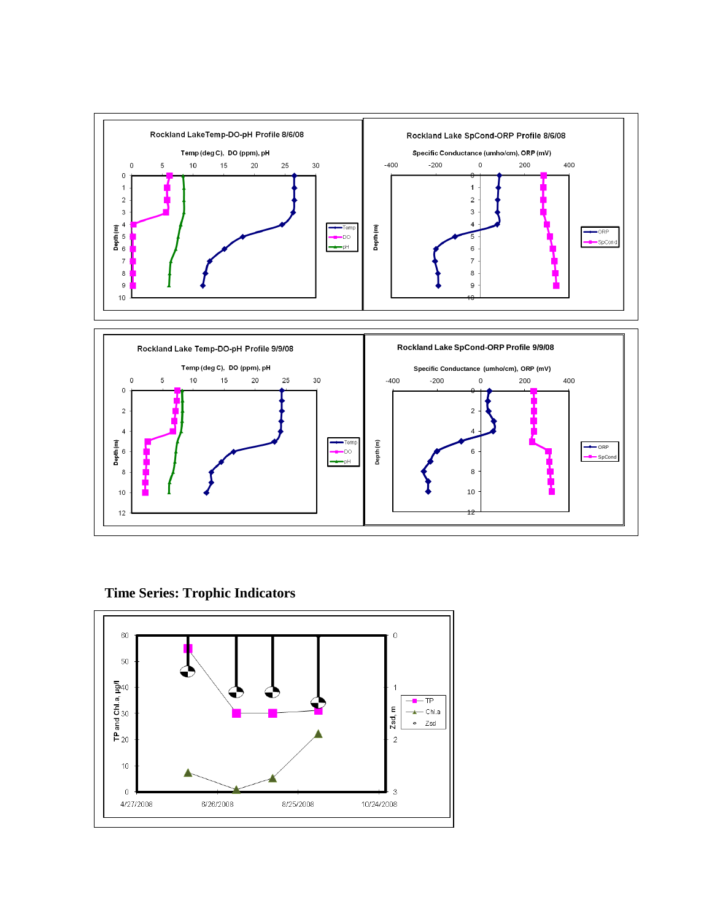## Time Series: Trophic Indicators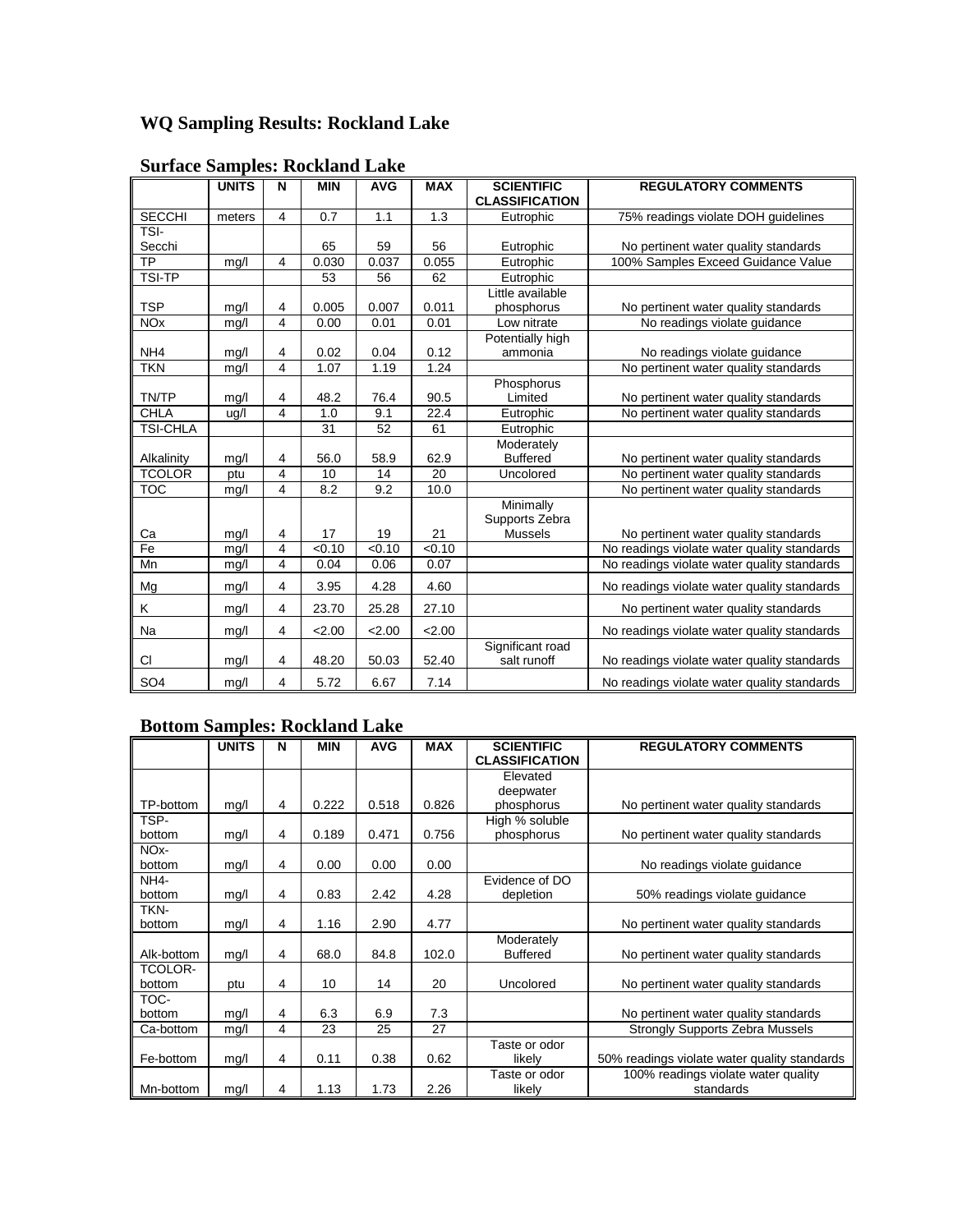## WQ Sampling Results: Rockland Lake

### Surface Samples: Rockland Lake

| | UNITS | N | MIN | AVG | MAX | SCIENTIFIC CLASSIFICATION | REGULATORY COMMENTS |
|---|---|---|---|---|---|---|---|
| SECCHI | meters | 4 | 0.7 | 1.1 | 1.3 | Eutrophic | 75% readings violate DOH guidelines |
| TSI-Secchi | | | 65 | 59 | 56 | Eutrophic | No pertinent water quality standards |
| TP | mg/l | 4 | 0.030 | 0.037 | 0.055 | Eutrophic | 100% Samples Exceed Guidance Value |
| TSI-TP | | | 53 | 56 | 62 | Eutrophic | |
| TSP | mg/l | 4 | 0.005 | 0.007 | 0.011 | Little available phosphorus | No pertinent water quality standards |
| NOx | mg/l | 4 | 0.00 | 0.01 | 0.01 | Low nitrate | No readings violate guidance |
| NH4 | mg/l | 4 | 0.02 | 0.04 | 0.12 | Potentially high ammonia | No readings violate guidance |
| TKN | mg/l | 4 | 1.07 | 1.19 | 1.24 | | No pertinent water quality standards |
| TN/TP | mg/l | 4 | 48.2 | 76.4 | 90.5 | Phosphorus Limited | No pertinent water quality standards |
| CHLA | ug/l | 4 | 1.0 | 9.1 | 22.4 | Eutrophic | No pertinent water quality standards |
| TSI-CHLA | | | 31 | 52 | 61 | Eutrophic | |
| Alkalinity | mg/l | 4 | 56.0 | 58.9 | 62.9 | Moderately Buffered | No pertinent water quality standards |
| TCOLOR | ptu | 4 | 10 | 14 | 20 | Uncolored | No pertinent water quality standards |
| TOC | mg/l | 4 | 8.2 | 9.2 | 10.0 | | No pertinent water quality standards |
| Ca | mg/l | 4 | 17 | 19 | 21 | Minimally Supports Zebra Mussels | No pertinent water quality standards |
| Fe | mg/l | 4 | <0.10 | <0.10 | <0.10 | | No readings violate water quality standards |
| Mn | mg/l | 4 | 0.04 | 0.06 | 0.07 | | No readings violate water quality standards |
| Mg | mg/l | 4 | 3.95 | 4.28 | 4.60 | | No readings violate water quality standards |
| K | mg/l | 4 | 23.70 | 25.28 | 27.10 | | No pertinent water quality standards |
| Na | mg/l | 4 | <2.00 | <2.00 | <2.00 | | No readings violate water quality standards |
| Cl | mg/l | 4 | 48.20 | 50.03 | 52.40 | Significant road salt runoff | No readings violate water quality standards |
| SO4 | mg/l | 4 | 5.72 | 6.67 | 7.14 | | No readings violate water quality standards |

### Bottom Samples: Rockland Lake

| | UNITS | N | MIN | AVG | MAX | SCIENTIFIC CLASSIFICATION | REGULATORY COMMENTS |
|---|---|---|---|---|---|---|---|
| TP-bottom | mg/l | 4 | 0.222 | 0.518 | 0.826 | Elevated deepwater phosphorus | No pertinent water quality standards |
| TSP-bottom | mg/l | 4 | 0.189 | 0.471 | 0.756 | High % soluble phosphorus | No pertinent water quality standards |
| NOx-bottom | mg/l | 4 | 0.00 | 0.00 | 0.00 | | No readings violate guidance |
| NH4-bottom | mg/l | 4 | 0.83 | 2.42 | 4.28 | Evidence of DO depletion | 50% readings violate guidance |
| TKN-bottom | mg/l | 4 | 1.16 | 2.90 | 4.77 | | No pertinent water quality standards |
| Alk-bottom | mg/l | 4 | 68.0 | 84.8 | 102.0 | Moderately Buffered | No pertinent water quality standards |
| TCOLOR-bottom | ptu | 4 | 10 | 14 | 20 | Uncolored | No pertinent water quality standards |
| TOC-bottom | mg/l | 4 | 6.3 | 6.9 | 7.3 | | No pertinent water quality standards |
| Ca-bottom | mg/l | 4 | 23 | 25 | 27 | | Strongly Supports Zebra Mussels |
| Fe-bottom | mg/l | 4 | 0.11 | 0.38 | 0.62 | Taste or odor likely | 50% readings violate water quality standards |
| Mn-bottom | mg/l | 4 | 1.13 | 1.73 | 2.26 | Taste or odor likely | 100% readings violate water quality standards |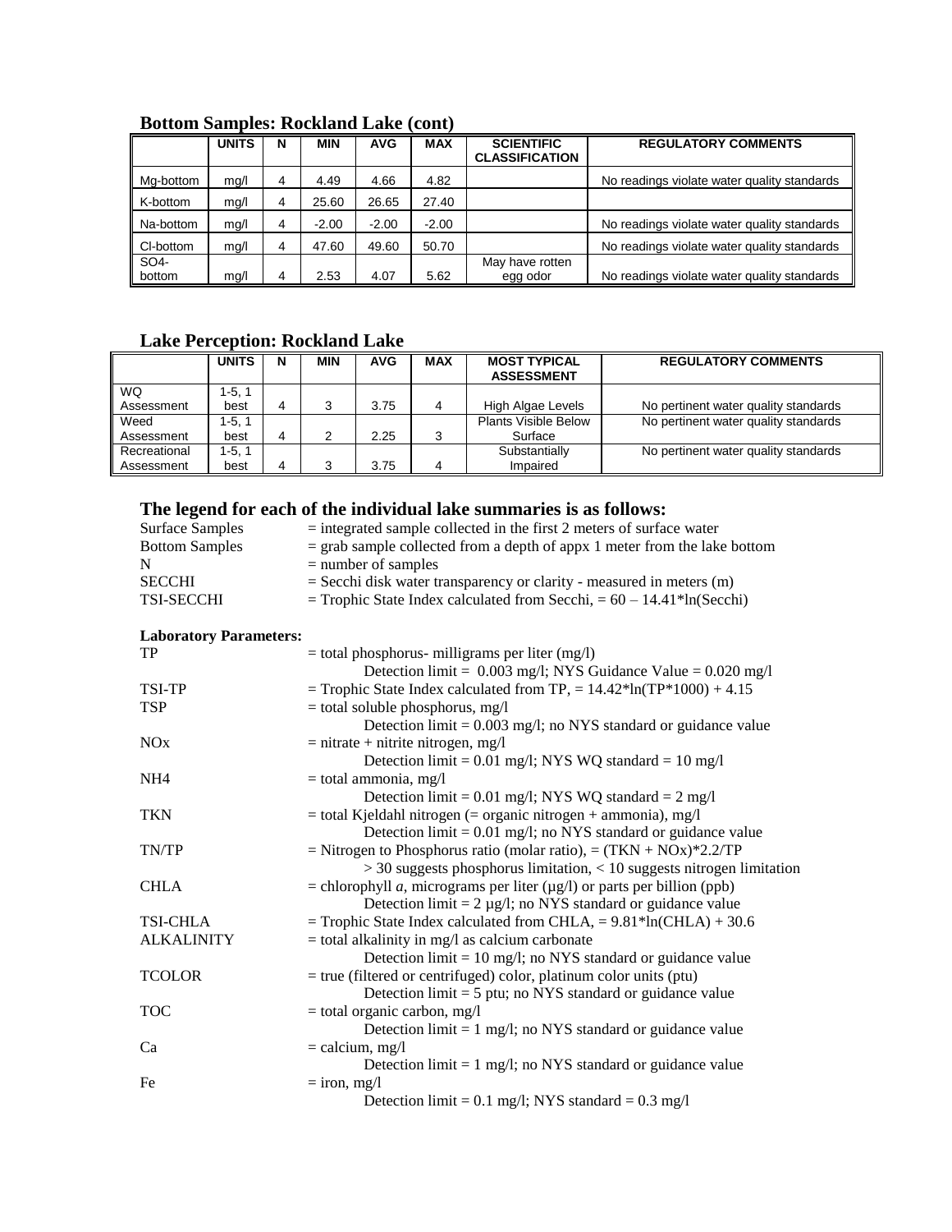### Bottom Samples: Rockland Lake (cont)

| | UNITS | N | MIN | AVG | MAX | SCIENTIFIC CLASSIFICATION | REGULATORY COMMENTS |
|---|---|---|---|---|---|---|---|
| Mg-bottom | mg/l | 4 | 4.49 | 4.66 | 4.82 | | No readings violate water quality standards |
| K-bottom | mg/l | 4 | 25.60 | 26.65 | 27.40 | | |
| Na-bottom | mg/l | 4 | -2.00 | -2.00 | -2.00 | | No readings violate water quality standards |
| Cl-bottom | mg/l | 4 | 47.60 | 49.60 | 50.70 | | No readings violate water quality standards |
| SO4-bottom | mg/l | 4 | 2.53 | 4.07 | 5.62 | May have rotten egg odor | No readings violate water quality standards |

### Lake Perception: Rockland Lake

| | UNITS | N | MIN | AVG | MAX | MOST TYPICAL ASSESSMENT | REGULATORY COMMENTS |
|---|---|---|---|---|---|---|---|
| WQ Assessment | 1-5, 1 best | 4 | 3 | 3.75 | 4 | High Algae Levels | No pertinent water quality standards |
| Weed Assessment | 1-5, 1 best | 4 | 2 | 2.25 | 3 | Plants Visible Below Surface | No pertinent water quality standards |
| Recreational Assessment | 1-5, 1 best | 4 | 3 | 3.75 | 4 | Substantially Impaired | No pertinent water quality standards |

### The legend for each of the individual lake summaries is as follows:

Surface Samples = integrated sample collected in the first 2 meters of surface water
Bottom Samples = grab sample collected from a depth of appx 1 meter from the lake bottom
N = number of samples
SECCHI = Secchi disk water transparency or clarity - measured in meters (m)
TSI-SECCHI = Trophic State Index calculated from Secchi, $= 60 - 14.41*\ln(\text{Secchi})$

**Laboratory Parameters:**

TP = total phosphorus- milligrams per liter (mg/l)
Detection limit = 0.003 mg/l; NYS Guidance Value = 0.020 mg/l
TSI-TP = Trophic State Index calculated from TP, $= 14.42*\ln(\text{TP}*1000) + 4.15$
TSP = total soluble phosphorus, mg/l
Detection limit = 0.003 mg/l; no NYS standard or guidance value
NOx = nitrate + nitrite nitrogen, mg/l
Detection limit = 0.01 mg/l; NYS WQ standard = 10 mg/l
NH4 = total ammonia, mg/l
Detection limit = 0.01 mg/l; NYS WQ standard = 2 mg/l
TKN = total Kjeldahl nitrogen (= organic nitrogen + ammonia), mg/l
Detection limit = 0.01 mg/l; no NYS standard or guidance value
TN/TP = Nitrogen to Phosphorus ratio (molar ratio), $= (\text{TKN} + \text{NOx})*2.2/\text{TP}$
> 30 suggests phosphorus limitation, < 10 suggests nitrogen limitation
CHLA = chlorophyll *a*, micrograms per liter (µg/l) or parts per billion (ppb)
Detection limit = 2 µg/l; no NYS standard or guidance value
TSI-CHLA = Trophic State Index calculated from CHLA, $= 9.81*\ln(\text{CHLA}) + 30.6$
ALKALINITY = total alkalinity in mg/l as calcium carbonate
Detection limit = 10 mg/l; no NYS standard or guidance value
TCOLOR = true (filtered or centrifuged) color, platinum color units (ptu)
Detection limit = 5 ptu; no NYS standard or guidance value
TOC = total organic carbon, mg/l
Detection limit = 1 mg/l; no NYS standard or guidance value
Ca = calcium, mg/l
Detection limit = 1 mg/l; no NYS standard or guidance value
Fe = iron, mg/l
Detection limit = 0.1 mg/l; NYS standard = 0.3 mg/l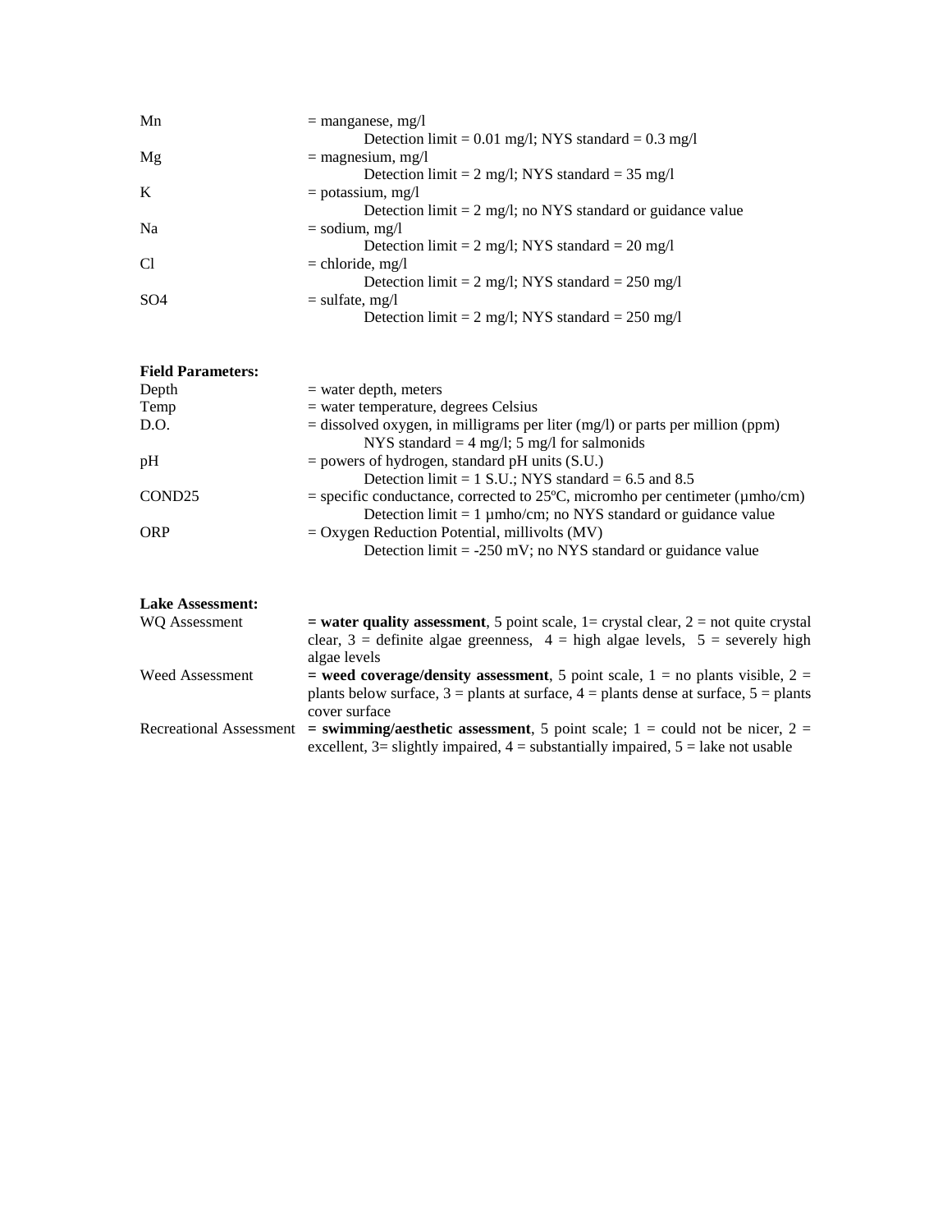Mn = manganese, mg/l
: Detection limit = 0.01 mg/l; NYS standard = 0.3 mg/l

Mg = magnesium, mg/l
: Detection limit = 2 mg/l; NYS standard = 35 mg/l

K = potassium, mg/l
: Detection limit = 2 mg/l; no NYS standard or guidance value

Na = sodium, mg/l
: Detection limit = 2 mg/l; NYS standard = 20 mg/l

Cl = chloride, mg/l
: Detection limit = 2 mg/l; NYS standard = 250 mg/l

SO4 = sulfate, mg/l
: Detection limit = 2 mg/l; NYS standard = 250 mg/l

**Field Parameters:**

Depth = water depth, meters

Temp = water temperature, degrees Celsius

D.O. = dissolved oxygen, in milligrams per liter (mg/l) or parts per million (ppm)
: NYS standard = 4 mg/l; 5 mg/l for salmonids

pH = powers of hydrogen, standard pH units (S.U.)
: Detection limit = 1 S.U.; NYS standard = 6.5 and 8.5

COND25 = specific conductance, corrected to 25ºC, micromho per centimeter (µmho/cm)
: Detection limit = 1 µmho/cm; no NYS standard or guidance value

ORP = Oxygen Reduction Potential, millivolts (MV)
: Detection limit = -250 mV; no NYS standard or guidance value

**Lake Assessment:**

WQ Assessment **= water quality assessment**, 5 point scale, 1= crystal clear, 2 = not quite crystal clear, 3 = definite algae greenness, 4 = high algae levels, 5 = severely high algae levels

Weed Assessment **= weed coverage/density assessment**, 5 point scale, 1 = no plants visible, 2 = plants below surface, 3 = plants at surface, 4 = plants dense at surface, 5 = plants cover surface

Recreational Assessment **= swimming/aesthetic assessment**, 5 point scale; 1 = could not be nicer, 2 = excellent, 3= slightly impaired, 4 = substantially impaired, 5 = lake not usable